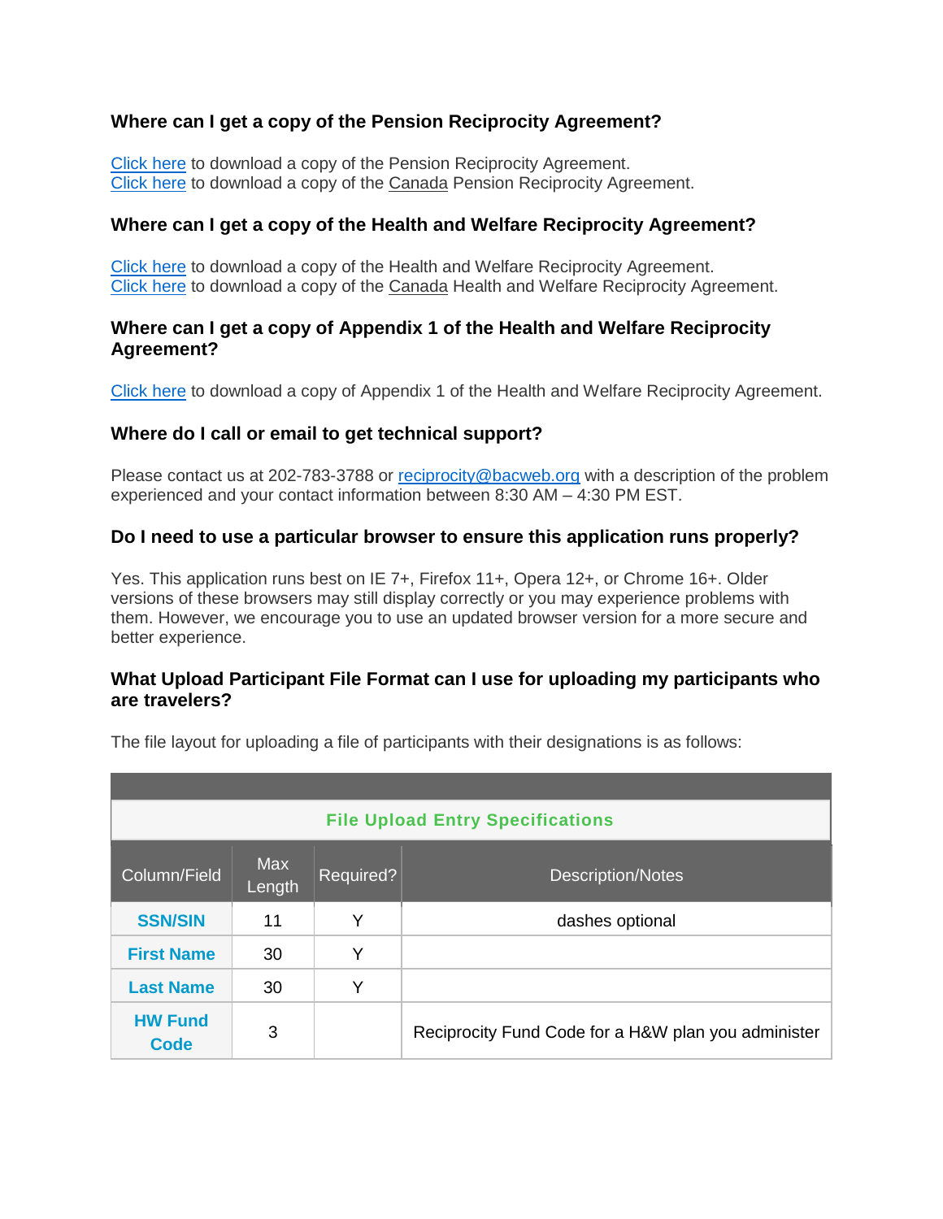### Where can I get a copy of the Pension Reciprocity Agreement?

Click here to download a copy of the Pension Reciprocity Agreement.
Click here to download a copy of the Canada Pension Reciprocity Agreement.

### Where can I get a copy of the Health and Welfare Reciprocity Agreement?

Click here to download a copy of the Health and Welfare Reciprocity Agreement.
Click here to download a copy of the Canada Health and Welfare Reciprocity Agreement.

### Where can I get a copy of Appendix 1 of the Health and Welfare Reciprocity Agreement?

Click here to download a copy of Appendix 1 of the Health and Welfare Reciprocity Agreement.

### Where do I call or email to get technical support?

Please contact us at 202-783-3788 or reciprocity@bacweb.org with a description of the problem experienced and your contact information between 8:30 AM – 4:30 PM EST.

### Do I need to use a particular browser to ensure this application runs properly?

Yes. This application runs best on IE 7+, Firefox 11+, Opera 12+, or Chrome 16+. Older versions of these browsers may still display correctly or you may experience problems with them. However, we encourage you to use an updated browser version for a more secure and better experience.

### What Upload Participant File Format can I use for uploading my participants who are travelers?

The file layout for uploading a file of participants with their designations is as follows:

| File Upload Entry Specifications | | | |
|---|---|---|---|
| Column/Field | Max Length | Required? | Description/Notes |
| **SSN/SIN** | 11 | Y | dashes optional |
| **First Name** | 30 | Y | |
| **Last Name** | 30 | Y | |
| **HW Fund Code** | 3 | | Reciprocity Fund Code for a H&W plan you administer |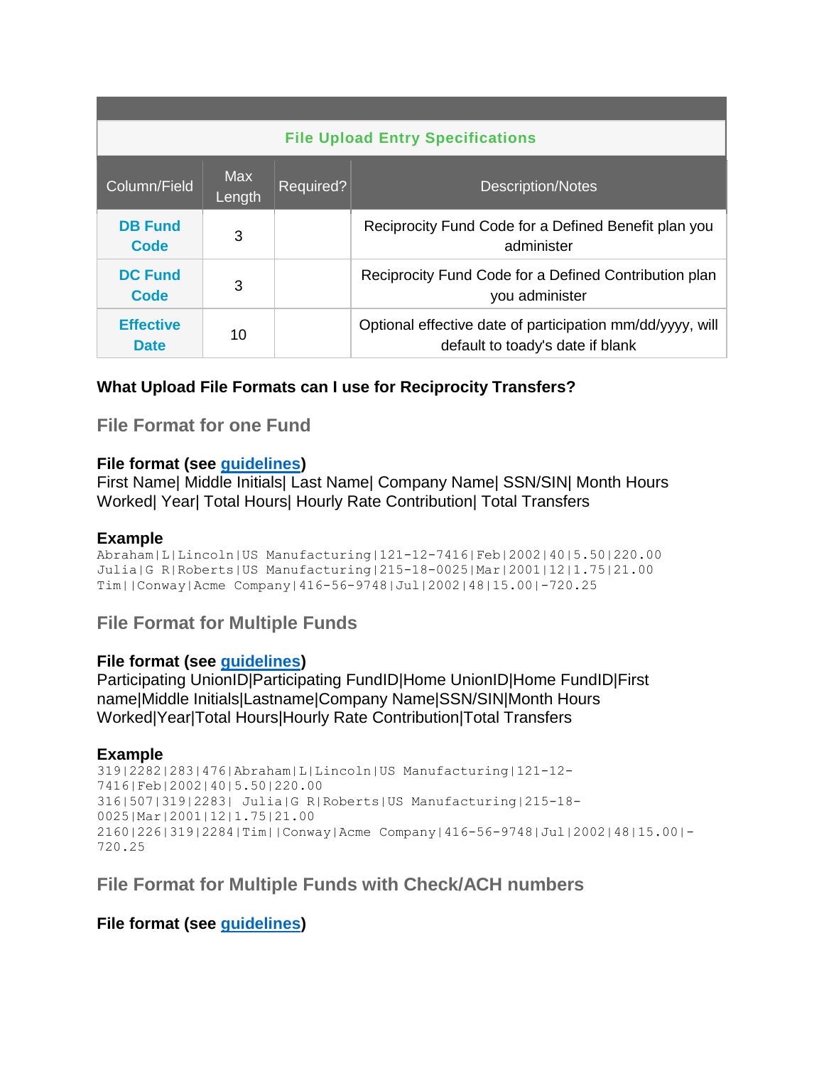| File Upload Entry Specifications | | | |
| --- | --- | --- | --- |
| Column/Field | Max Length | Required? | Description/Notes |
| **DB Fund Code** | 3 | | Reciprocity Fund Code for a Defined Benefit plan you administer |
| **DC Fund Code** | 3 | | Reciprocity Fund Code for a Defined Contribution plan you administer |
| **Effective Date** | 10 | | Optional effective date of participation mm/dd/yyyy, will default to toady's date if blank |

**What Upload File Formats can I use for Reciprocity Transfers?**

## File Format for one Fund

**File format (see guidelines)**
First Name| Middle Initials| Last Name| Company Name| SSN/SIN| Month Hours Worked| Year| Total Hours| Hourly Rate Contribution| Total Transfers

**Example**

```
Abraham|L|Lincoln|US Manufacturing|121-12-7416|Feb|2002|40|5.50|220.00
Julia|G R|Roberts|US Manufacturing|215-18-0025|Mar|2001|12|1.75|21.00
Tim||Conway|Acme Company|416-56-9748|Jul|2002|48|15.00|-720.25
```

## File Format for Multiple Funds

**File format (see guidelines)**
Participating UnionID|Participating FundID|Home UnionID|Home FundID|First name|Middle Initials|Lastname|Company Name|SSN/SIN|Month Hours Worked|Year|Total Hours|Hourly Rate Contribution|Total Transfers

**Example**

```
319|2282|283|476|Abraham|L|Lincoln|US Manufacturing|121-12-7416|Feb|2002|40|5.50|220.00
316|507|319|2283| Julia|G R|Roberts|US Manufacturing|215-18-0025|Mar|2001|12|1.75|21.00
2160|226|319|2284|Tim||Conway|Acme Company|416-56-9748|Jul|2002|48|15.00|-720.25
```

## File Format for Multiple Funds with Check/ACH numbers

**File format (see guidelines)**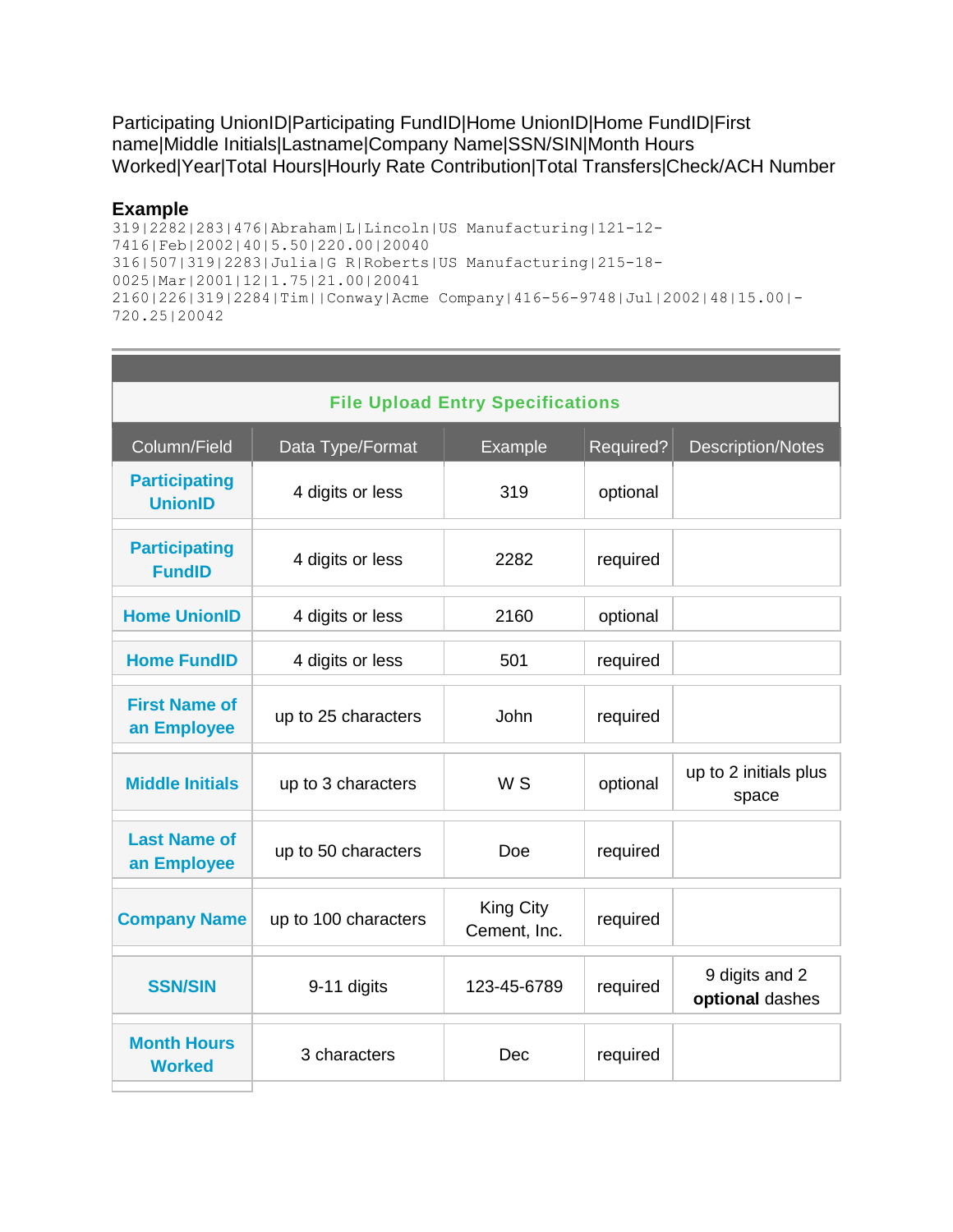Participating UnionID|Participating FundID|Home UnionID|Home FundID|First name|Middle Initials|Lastname|Company Name|SSN/SIN|Month Hours Worked|Year|Total Hours|Hourly Rate Contribution|Total Transfers|Check/ACH Number

**Example**

```
319|2282|283|476|Abraham|L|Lincoln|US Manufacturing|121-12-7416|Feb|2002|40|5.50|220.00|20040
316|507|319|2283|Julia|G R|Roberts|US Manufacturing|215-18-0025|Mar|2001|12|1.75|21.00|20041
2160|226|319|2284|Tim||Conway|Acme Company|416-56-9748|Jul|2002|48|15.00|-720.25|20042
```

## File Upload Entry Specifications

| Column/Field | Data Type/Format | Example | Required? | Description/Notes |
|---|---|---|---|---|
| **Participating UnionID** | 4 digits or less | 319 | optional | |
| **Participating FundID** | 4 digits or less | 2282 | required | |
| **Home UnionID** | 4 digits or less | 2160 | optional | |
| **Home FundID** | 4 digits or less | 501 | required | |
| **First Name of an Employee** | up to 25 characters | John | required | |
| **Middle Initials** | up to 3 characters | W S | optional | up to 2 initials plus space |
| **Last Name of an Employee** | up to 50 characters | Doe | required | |
| **Company Name** | up to 100 characters | King City Cement, Inc. | required | |
| **SSN/SIN** | 9-11 digits | 123-45-6789 | required | 9 digits and 2 **optional** dashes |
| **Month Hours Worked** | 3 characters | Dec | required | |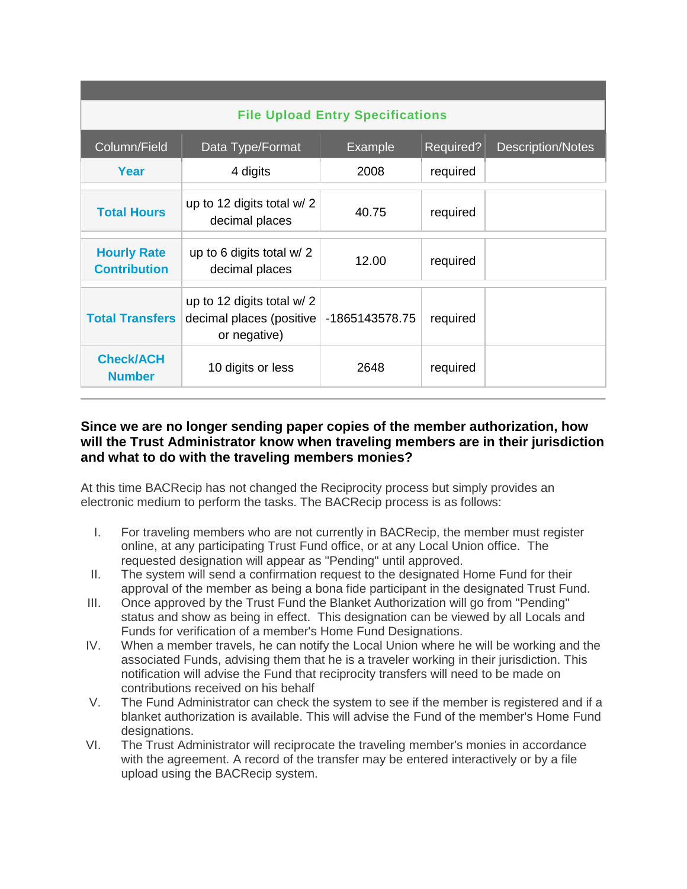| File Upload Entry Specifications | | | | |
|---|---|---|---|---|
| Column/Field | Data Type/Format | Example | Required? | Description/Notes |
| **Year** | 4 digits | 2008 | required | |
| **Total Hours** | up to 12 digits total w/ 2 decimal places | 40.75 | required | |
| **Hourly Rate Contribution** | up to 6 digits total w/ 2 decimal places | 12.00 | required | |
| **Total Transfers** | up to 12 digits total w/ 2 decimal places (positive or negative) | -1865143578.75 | required | |
| **Check/ACH Number** | 10 digits or less | 2648 | required | |

---

### Since we are no longer sending paper copies of the member authorization, how will the Trust Administrator know when traveling members are in their jurisdiction and what to do with the traveling members monies?

At this time BACRecip has not changed the Reciprocity process but simply provides an electronic medium to perform the tasks. The BACRecip process is as follows:

I. For traveling members who are not currently in BACRecip, the member must register online, at any participating Trust Fund office, or at any Local Union office. The requested designation will appear as "Pending" until approved.

II. The system will send a confirmation request to the designated Home Fund for their approval of the member as being a bona fide participant in the designated Trust Fund.

III. Once approved by the Trust Fund the Blanket Authorization will go from "Pending" status and show as being in effect. This designation can be viewed by all Locals and Funds for verification of a member's Home Fund Designations.

IV. When a member travels, he can notify the Local Union where he will be working and the associated Funds, advising them that he is a traveler working in their jurisdiction. This notification will advise the Fund that reciprocity transfers will need to be made on contributions received on his behalf

V. The Fund Administrator can check the system to see if the member is registered and if a blanket authorization is available. This will advise the Fund of the member's Home Fund designations.

VI. The Trust Administrator will reciprocate the traveling member's monies in accordance with the agreement. A record of the transfer may be entered interactively or by a file upload using the BACRecip system.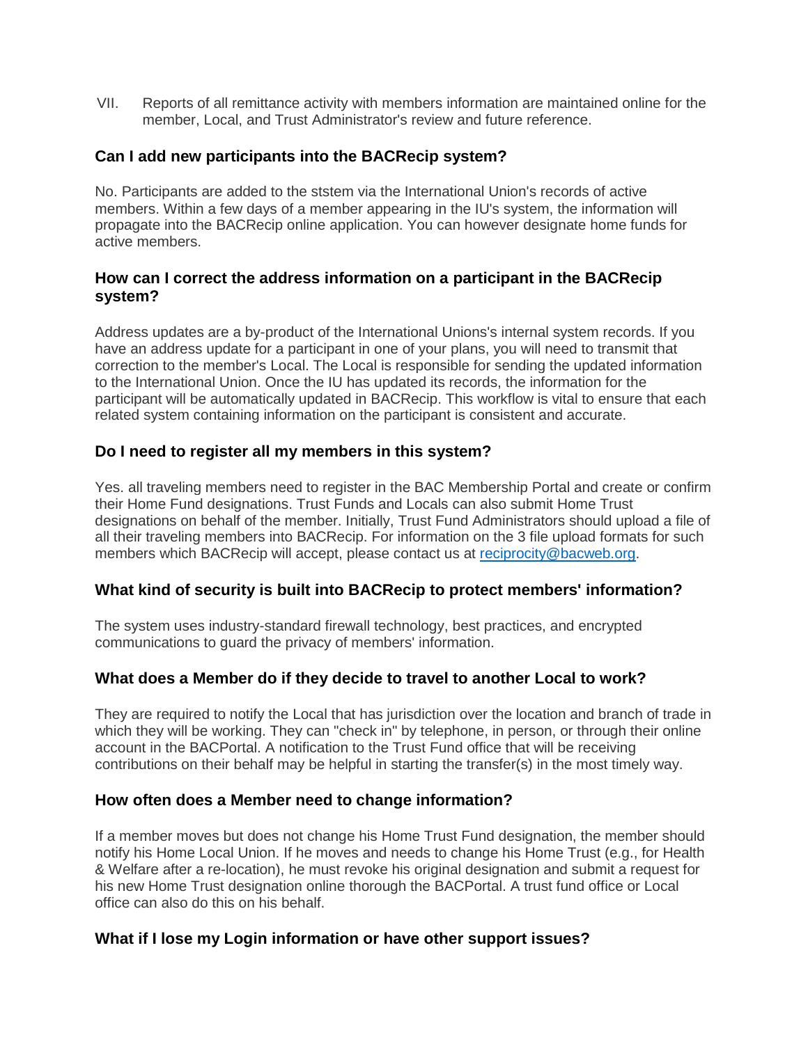VII. Reports of all remittance activity with members information are maintained online for the member, Local, and Trust Administrator's review and future reference.

### Can I add new participants into the BACRecip system?

No. Participants are added to the ststem via the International Union's records of active members. Within a few days of a member appearing in the IU's system, the information will propagate into the BACRecip online application. You can however designate home funds for active members.

### How can I correct the address information on a participant in the BACRecip system?

Address updates are a by-product of the International Unions's internal system records. If you have an address update for a participant in one of your plans, you will need to transmit that correction to the member's Local. The Local is responsible for sending the updated information to the International Union. Once the IU has updated its records, the information for the participant will be automatically updated in BACRecip. This workflow is vital to ensure that each related system containing information on the participant is consistent and accurate.

### Do I need to register all my members in this system?

Yes. all traveling members need to register in the BAC Membership Portal and create or confirm their Home Fund designations. Trust Funds and Locals can also submit Home Trust designations on behalf of the member. Initially, Trust Fund Administrators should upload a file of all their traveling members into BACRecip. For information on the 3 file upload formats for such members which BACRecip will accept, please contact us at [reciprocity@bacweb.org](mailto:reciprocity@bacweb.org).

### What kind of security is built into BACRecip to protect members' information?

The system uses industry-standard firewall technology, best practices, and encrypted communications to guard the privacy of members' information.

### What does a Member do if they decide to travel to another Local to work?

They are required to notify the Local that has jurisdiction over the location and branch of trade in which they will be working. They can "check in" by telephone, in person, or through their online account in the BACPortal. A notification to the Trust Fund office that will be receiving contributions on their behalf may be helpful in starting the transfer(s) in the most timely way.

### How often does a Member need to change information?

If a member moves but does not change his Home Trust Fund designation, the member should notify his Home Local Union. If he moves and needs to change his Home Trust (e.g., for Health & Welfare after a re-location), he must revoke his original designation and submit a request for his new Home Trust designation online thorough the BACPortal. A trust fund office or Local office can also do this on his behalf.

### What if I lose my Login information or have other support issues?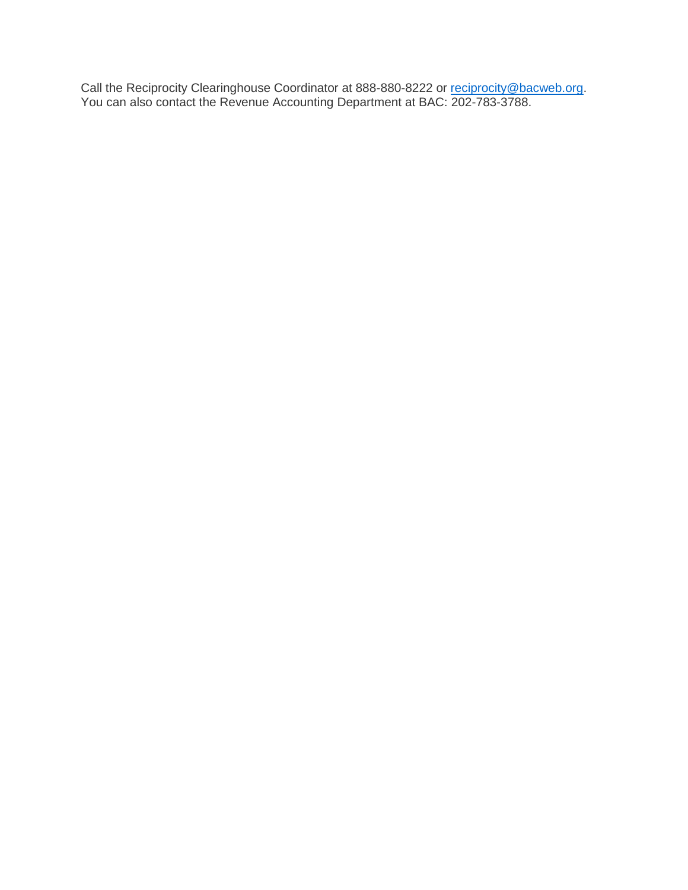Call the Reciprocity Clearinghouse Coordinator at 888-880-8222 or [reciprocity@bacweb.org](mailto:reciprocity@bacweb.org). You can also contact the Revenue Accounting Department at BAC: 202-783-3788.